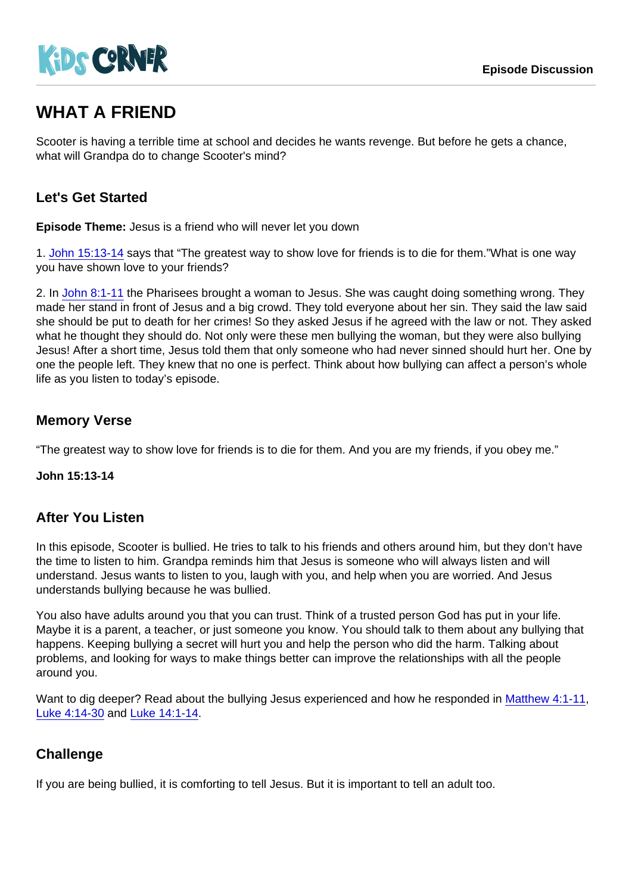KiDS CORNER

Episode Discussion

# WHAT A FRIEND

Scooter is having a terrible time at school and decides he wants revenge. But before he gets a chance, what will Grandpa do to change Scooter's mind?

## Let's Get Started

**Episode Theme:** Jesus is a friend who will never let you down

1. John 15:13-14 says that "The greatest way to show love for friends is to die for them."What is one way you have shown love to your friends?

2. In John 8:1-11 the Pharisees brought a woman to Jesus. She was caught doing something wrong. They made her stand in front of Jesus and a big crowd. They told everyone about her sin. They said the law said she should be put to death for her crimes! So they asked Jesus if he agreed with the law or not. They asked what he thought they should do. Not only were these men bullying the woman, but they were also bullying Jesus! After a short time, Jesus told them that only someone who had never sinned should hurt her. One by one the people left. They knew that no one is perfect. Think about how bullying can affect a person's whole life as you listen to today's episode.

## Memory Verse

"The greatest way to show love for friends is to die for them. And you are my friends, if you obey me."

**John 15:13-14**

## After You Listen

In this episode, Scooter is bullied. He tries to talk to his friends and others around him, but they don't have the time to listen to him. Grandpa reminds him that Jesus is someone who will always listen and will understand. Jesus wants to listen to you, laugh with you, and help when you are worried. And Jesus understands bullying because he was bullied.

You also have adults around you that you can trust. Think of a trusted person God has put in your life. Maybe it is a parent, a teacher, or just someone you know. You should talk to them about any bullying that happens. Keeping bullying a secret will hurt you and help the person who did the harm. Talking about problems, and looking for ways to make things better can improve the relationships with all the people around you.

Want to dig deeper? Read about the bullying Jesus experienced and how he responded in Matthew 4:1-11, Luke 4:14-30 and Luke 14:1-14.

## Challenge

If you are being bullied, it is comforting to tell Jesus. But it is important to tell an adult too.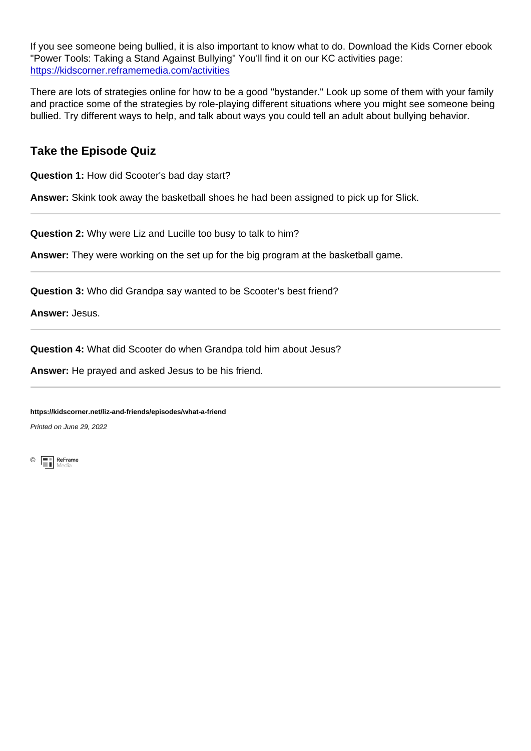If you see someone being bullied, it is also important to know what to do. Download the Kids Corner ebook "Power Tools: Taking a Stand Against Bullying" You'll find it on our KC activities page: https://kidscorner.reframemedia.com/activities

There are lots of strategies online for how to be a good "bystander." Look up some of them with your family and practice some of the strategies by role-playing different situations where you might see someone being bullied. Try different ways to help, and talk about ways you could tell an adult about bullying behavior.

## Take the Episode Quiz

**Question 1:** How did Scooter's bad day start?

**Answer:** Skink took away the basketball shoes he had been assigned to pick up for Slick.

---

**Question 2:** Why were Liz and Lucille too busy to talk to him?

**Answer:** They were working on the set up for the big program at the basketball game.

---

**Question 3:** Who did Grandpa say wanted to be Scooter's best friend?

**Answer:** Jesus.

---

**Question 4:** What did Scooter do when Grandpa told him about Jesus?

**Answer:** He prayed and asked Jesus to be his friend.

---

**https://kidscorner.net/liz-and-friends/episodes/what-a-friend**

*Printed on June 29, 2022*

© ReFrame Media